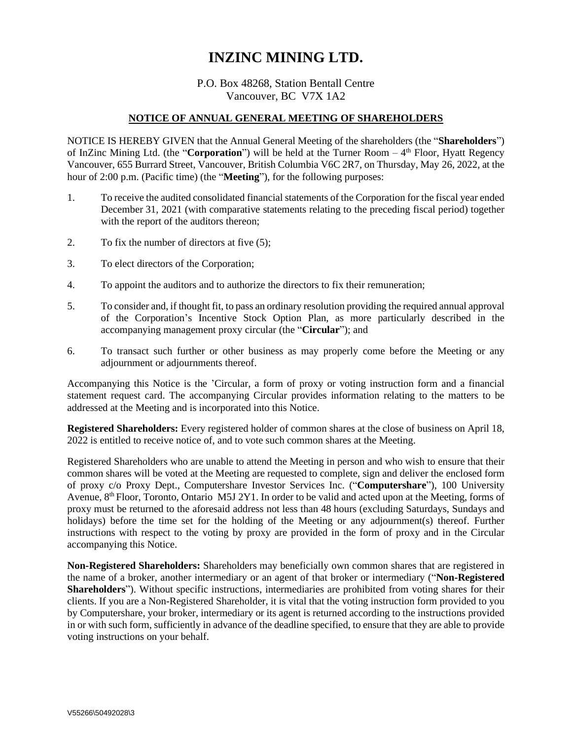# INZINC MINING LTD.

P.O. Box 48268, Station Bentall Centre
Vancouver, BC V7X 1A2

## NOTICE OF ANNUAL GENERAL MEETING OF SHAREHOLDERS

NOTICE IS HEREBY GIVEN that the Annual General Meeting of the shareholders (the "**Shareholders**") of InZinc Mining Ltd. (the "**Corporation**") will be held at the Turner Room – 4th Floor, Hyatt Regency Vancouver, 655 Burrard Street, Vancouver, British Columbia V6C 2R7, on Thursday, May 26, 2022, at the hour of 2:00 p.m. (Pacific time) (the "**Meeting**"), for the following purposes:

1. To receive the audited consolidated financial statements of the Corporation for the fiscal year ended December 31, 2021 (with comparative statements relating to the preceding fiscal period) together with the report of the auditors thereon;
2. To fix the number of directors at five (5);
3. To elect directors of the Corporation;
4. To appoint the auditors and to authorize the directors to fix their remuneration;
5. To consider and, if thought fit, to pass an ordinary resolution providing the required annual approval of the Corporation's Incentive Stock Option Plan, as more particularly described in the accompanying management proxy circular (the "**Circular**"); and
6. To transact such further or other business as may properly come before the Meeting or any adjournment or adjournments thereof.

Accompanying this Notice is the 'Circular, a form of proxy or voting instruction form and a financial statement request card. The accompanying Circular provides information relating to the matters to be addressed at the Meeting and is incorporated into this Notice.

**Registered Shareholders:** Every registered holder of common shares at the close of business on April 18, 2022 is entitled to receive notice of, and to vote such common shares at the Meeting.

Registered Shareholders who are unable to attend the Meeting in person and who wish to ensure that their common shares will be voted at the Meeting are requested to complete, sign and deliver the enclosed form of proxy c/o Proxy Dept., Computershare Investor Services Inc. ("**Computershare**"), 100 University Avenue, 8th Floor, Toronto, Ontario M5J 2Y1. In order to be valid and acted upon at the Meeting, forms of proxy must be returned to the aforesaid address not less than 48 hours (excluding Saturdays, Sundays and holidays) before the time set for the holding of the Meeting or any adjournment(s) thereof. Further instructions with respect to the voting by proxy are provided in the form of proxy and in the Circular accompanying this Notice.

**Non-Registered Shareholders:** Shareholders may beneficially own common shares that are registered in the name of a broker, another intermediary or an agent of that broker or intermediary ("**Non-Registered Shareholders**"). Without specific instructions, intermediaries are prohibited from voting shares for their clients. If you are a Non-Registered Shareholder, it is vital that the voting instruction form provided to you by Computershare, your broker, intermediary or its agent is returned according to the instructions provided in or with such form, sufficiently in advance of the deadline specified, to ensure that they are able to provide voting instructions on your behalf.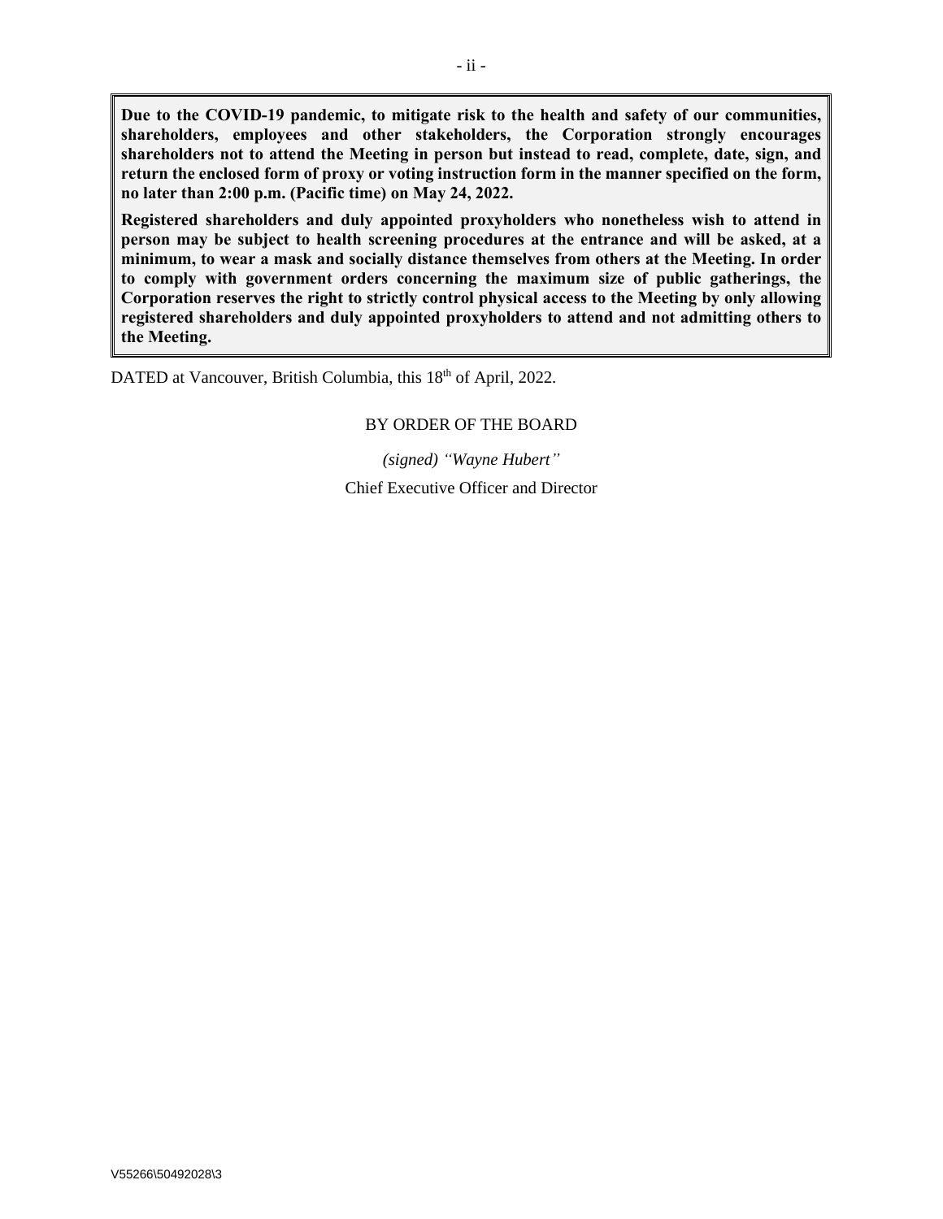**Due to the COVID-19 pandemic, to mitigate risk to the health and safety of our communities, shareholders, employees and other stakeholders, the Corporation strongly encourages shareholders not to attend the Meeting in person but instead to read, complete, date, sign, and return the enclosed form of proxy or voting instruction form in the manner specified on the form, no later than 2:00 p.m. (Pacific time) on May 24, 2022.**

**Registered shareholders and duly appointed proxyholders who nonetheless wish to attend in person may be subject to health screening procedures at the entrance and will be asked, at a minimum, to wear a mask and socially distance themselves from others at the Meeting. In order to comply with government orders concerning the maximum size of public gatherings, the Corporation reserves the right to strictly control physical access to the Meeting by only allowing registered shareholders and duly appointed proxyholders to attend and not admitting others to the Meeting.**

DATED at Vancouver, British Columbia, this 18th of April, 2022.

BY ORDER OF THE BOARD

*(signed) "Wayne Hubert"*

Chief Executive Officer and Director